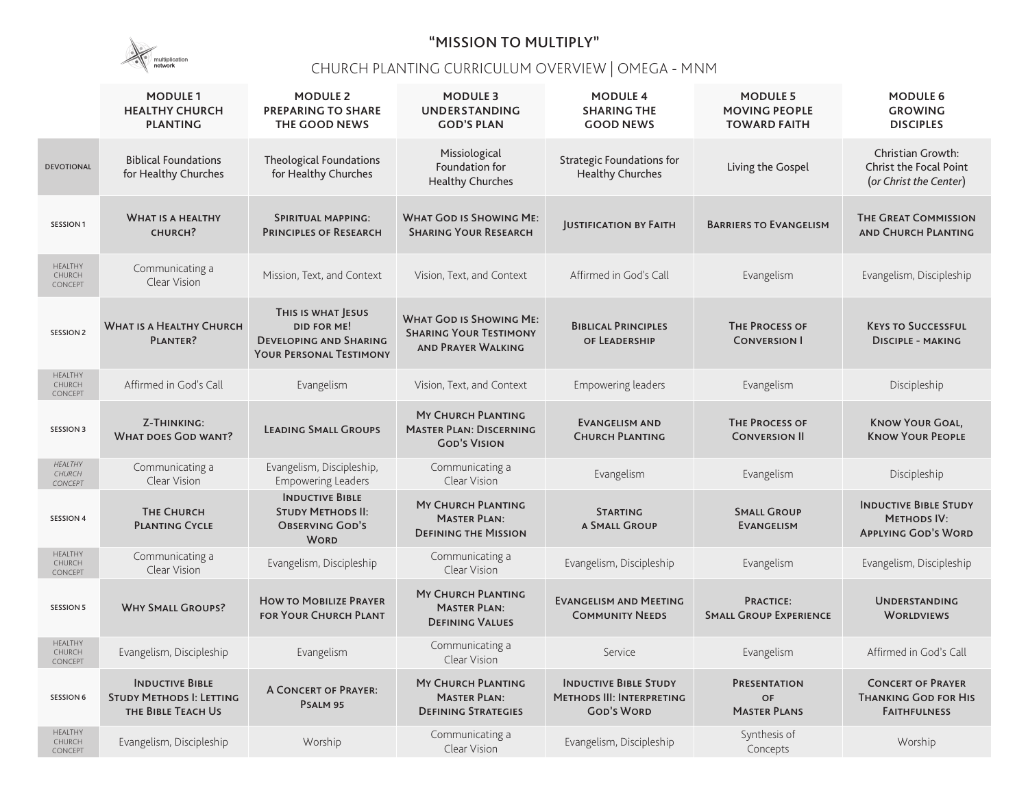# "MISSION TO MULTIPLY"

## CHURCH PLANTING CURRICULUM OVERVIEW | OMEGA - MNM

| | MODULE 1 HEALTHY CHURCH PLANTING | MODULE 2 PREPARING TO SHARE THE GOOD NEWS | MODULE 3 UNDERSTANDING GOD'S PLAN | MODULE 4 SHARING THE GOOD NEWS | MODULE 5 MOVING PEOPLE TOWARD FAITH | MODULE 6 GROWING DISCIPLES |
|---|---|---|---|---|---|---|
| DEVOTIONAL | Biblical Foundations for Healthy Churches | Theological Foundations for Healthy Churches | Missiological Foundation for Healthy Churches | Strategic Foundations for Healthy Churches | Living the Gospel | Christian Growth: Christ the Focal Point (*or Christ the Center*) |
| SESSION 1 | **What is a healthy church?** | **Spiritual mapping: Principles of Research** | **What God is Showing Me: Sharing Your Research** | **Justification by Faith** | **Barriers to Evangelism** | **The Great Commission and Church Planting** |
| HEALTHY CHURCH CONCEPT | Communicating a Clear Vision | Mission, Text, and Context | Vision, Text, and Context | Affirmed in God's Call | Evangelism | Evangelism, Discipleship |
| SESSION 2 | **What is a Healthy Church Planter?** | **This is what Jesus did for me! Developing and Sharing Your Personal Testimony** | **What God is Showing Me: Sharing Your Testimony and Prayer Walking** | **Biblical Principles of Leadership** | **The Process of Conversion I** | **Keys to Successful Disciple - making** |
| HEALTHY CHURCH CONCEPT | Affirmed in God's Call | Evangelism | Vision, Text, and Context | Empowering leaders | Evangelism | Discipleship |
| SESSION 3 | **Z-Thinking: What does God want?** | **Leading Small Groups** | **My Church Planting Master Plan: Discerning God's Vision** | **Evangelism and Church Planting** | **The Process of Conversion II** | **Know Your Goal, Know Your People** |
| *HEALTHY CHURCH CONCEPT* | Communicating a Clear Vision | Evangelism, Discipleship, Empowering Leaders | Communicating a Clear Vision | Evangelism | Evangelism | Discipleship |
| SESSION 4 | **The Church Planting Cycle** | **Inductive Bible Study Methods II: Observing God's Word** | **My Church Planting Master Plan: Defining the Mission** | **Starting a Small Group** | **Small Group Evangelism** | **Inductive Bible Study Methods IV: Applying God's Word** |
| HEALTHY CHURCH CONCEPT | Communicating a Clear Vision | Evangelism, Discipleship | Communicating a Clear Vision | Evangelism, Discipleship | Evangelism | Evangelism, Discipleship |
| SESSION 5 | **Why Small Groups?** | **How to Mobilize Prayer for Your Church Plant** | **My Church Planting Master Plan: Defining Values** | **Evangelism and Meeting Community Needs** | **Practice: Small Group Experience** | **Understanding Worldviews** |
| HEALTHY CHURCH CONCEPT | Evangelism, Discipleship | Evangelism | Communicating a Clear Vision | Service | Evangelism | Affirmed in God's Call |
| SESSION 6 | **Inductive Bible Study Methods I: Letting the Bible Teach Us** | **A Concert of Prayer: Psalm 95** | **My Church Planting Master Plan: Defining Strategies** | **Inductive Bible Study Methods III: Interpreting God's Word** | **Presentation of Master Plans** | **Concert of Prayer Thanking God for His Faithfulness** |
| HEALTHY CHURCH CONCEPT | Evangelism, Discipleship | Worship | Communicating a Clear Vision | Evangelism, Discipleship | Synthesis of Concepts | Worship |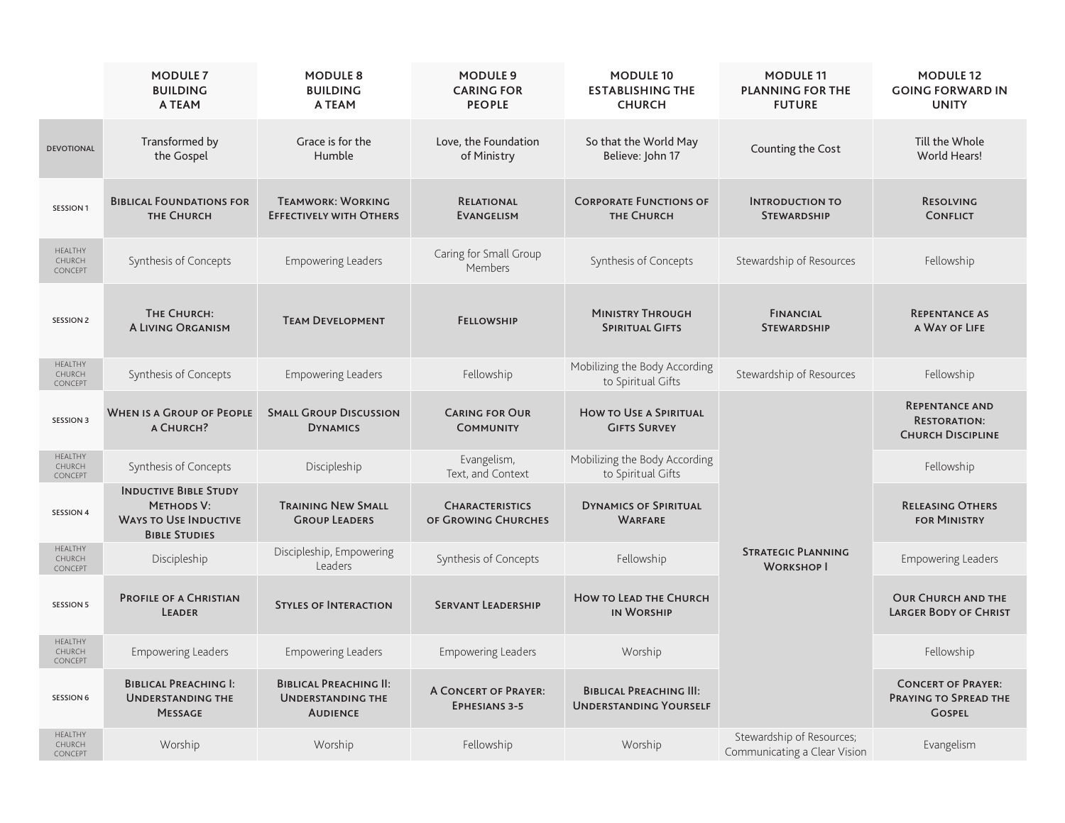| | MODULE 7 BUILDING A TEAM | MODULE 8 BUILDING A TEAM | MODULE 9 CARING FOR PEOPLE | MODULE 10 ESTABLISHING THE CHURCH | MODULE 11 PLANNING FOR THE FUTURE | MODULE 12 GOING FORWARD IN UNITY |
|---|---|---|---|---|---|---|
| DEVOTIONAL | Transformed by the Gospel | Grace is for the Humble | Love, the Foundation of Ministry | So that the World May Believe: John 17 | Counting the Cost | Till the Whole World Hears! |
| SESSION 1 | **Biblical Foundations for the Church** | **Teamwork: Working Effectively with Others** | **Relational Evangelism** | **Corporate Functions of the Church** | **Introduction to Stewardship** | **Resolving Conflict** |
| HEALTHY CHURCH CONCEPT | Synthesis of Concepts | Empowering Leaders | Caring for Small Group Members | Synthesis of Concepts | Stewardship of Resources | Fellowship |
| SESSION 2 | **The Church: A Living Organism** | **Team Development** | **Fellowship** | **Ministry Through Spiritual Gifts** | **Financial Stewardship** | **Repentance as a Way of Life** |
| HEALTHY CHURCH CONCEPT | Synthesis of Concepts | Empowering Leaders | Fellowship | Mobilizing the Body According to Spiritual Gifts | Stewardship of Resources | Fellowship |
| SESSION 3 | **When is a Group of People a Church?** | **Small Group Discussion Dynamics** | **Caring for Our Community** | **How to Use a Spiritual Gifts Survey** | **Strategic Planning Workshop I** | **Repentance and Restoration: Church Discipline** |
| HEALTHY CHURCH CONCEPT | Synthesis of Concepts | Discipleship | Evangelism, Text, and Context | Mobilizing the Body According to Spiritual Gifts | | Fellowship |
| SESSION 4 | **Inductive Bible Study Methods V: Ways to Use Inductive Bible Studies** | **Training New Small Group Leaders** | **Characteristics of Growing Churches** | **Dynamics of Spiritual Warfare** | | **Releasing Others for Ministry** |
| HEALTHY CHURCH CONCEPT | Discipleship | Discipleship, Empowering Leaders | Synthesis of Concepts | Fellowship | | Empowering Leaders |
| SESSION 5 | **Profile of a Christian Leader** | **Styles of Interaction** | **Servant Leadership** | **How to Lead the Church in Worship** | | **Our Church and the Larger Body of Christ** |
| HEALTHY CHURCH CONCEPT | Empowering Leaders | Empowering Leaders | Empowering Leaders | Worship | | Fellowship |
| SESSION 6 | **Biblical Preaching I: Understanding the Message** | **Biblical Preaching II: Understanding the Audience** | **A Concert of Prayer: Ephesians 3-5** | **Biblical Preaching III: Understanding Yourself** | | **Concert of Prayer: Praying to Spread the Gospel** |
| HEALTHY CHURCH CONCEPT | Worship | Worship | Fellowship | Worship | Stewardship of Resources; Communicating a Clear Vision | Evangelism |